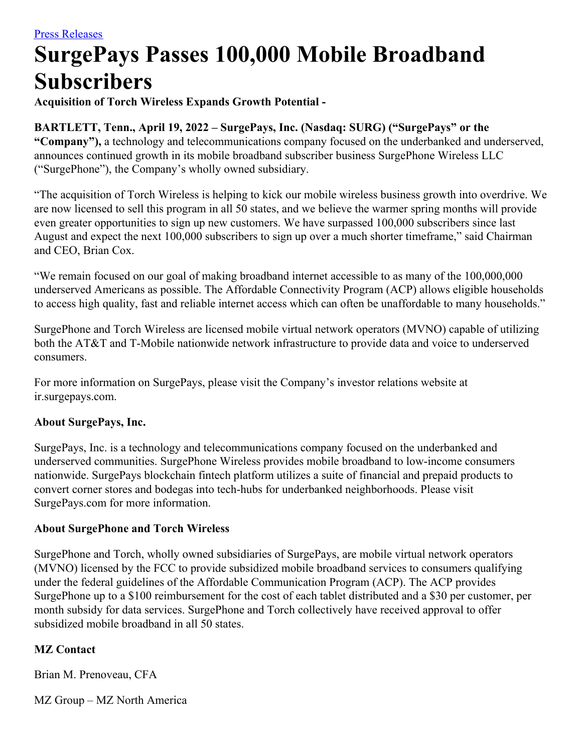[Press Releases]

# SurgePays Passes 100,000 Mobile Broadband Subscribers

**Acquisition of Torch Wireless Expands Growth Potential -**

**BARTLETT, Tenn., April 19, 2022 – SurgePays, Inc. (Nasdaq: SURG) ("SurgePays" or the "Company"),** a technology and telecommunications company focused on the underbanked and underserved, announces continued growth in its mobile broadband subscriber business SurgePhone Wireless LLC ("SurgePhone"), the Company's wholly owned subsidiary.

"The acquisition of Torch Wireless is helping to kick our mobile wireless business growth into overdrive. We are now licensed to sell this program in all 50 states, and we believe the warmer spring months will provide even greater opportunities to sign up new customers. We have surpassed 100,000 subscribers since last August and expect the next 100,000 subscribers to sign up over a much shorter timeframe," said Chairman and CEO, Brian Cox.

"We remain focused on our goal of making broadband internet accessible to as many of the 100,000,000 underserved Americans as possible. The Affordable Connectivity Program (ACP) allows eligible households to access high quality, fast and reliable internet access which can often be unaffordable to many households."

SurgePhone and Torch Wireless are licensed mobile virtual network operators (MVNO) capable of utilizing both the AT&T and T-Mobile nationwide network infrastructure to provide data and voice to underserved consumers.

For more information on SurgePays, please visit the Company's investor relations website at ir.surgepays.com.

### About SurgePays, Inc.

SurgePays, Inc. is a technology and telecommunications company focused on the underbanked and underserved communities. SurgePhone Wireless provides mobile broadband to low-income consumers nationwide. SurgePays blockchain fintech platform utilizes a suite of financial and prepaid products to convert corner stores and bodegas into tech-hubs for underbanked neighborhoods. Please visit SurgePays.com for more information.

### About SurgePhone and Torch Wireless

SurgePhone and Torch, wholly owned subsidiaries of SurgePays, are mobile virtual network operators (MVNO) licensed by the FCC to provide subsidized mobile broadband services to consumers qualifying under the federal guidelines of the Affordable Communication Program (ACP). The ACP provides SurgePhone up to a $100 reimbursement for the cost of each tablet distributed and a $30 per customer, per month subsidy for data services. SurgePhone and Torch collectively have received approval to offer subsidized mobile broadband in all 50 states.

### MZ Contact

Brian M. Prenoveau, CFA

MZ Group – MZ North America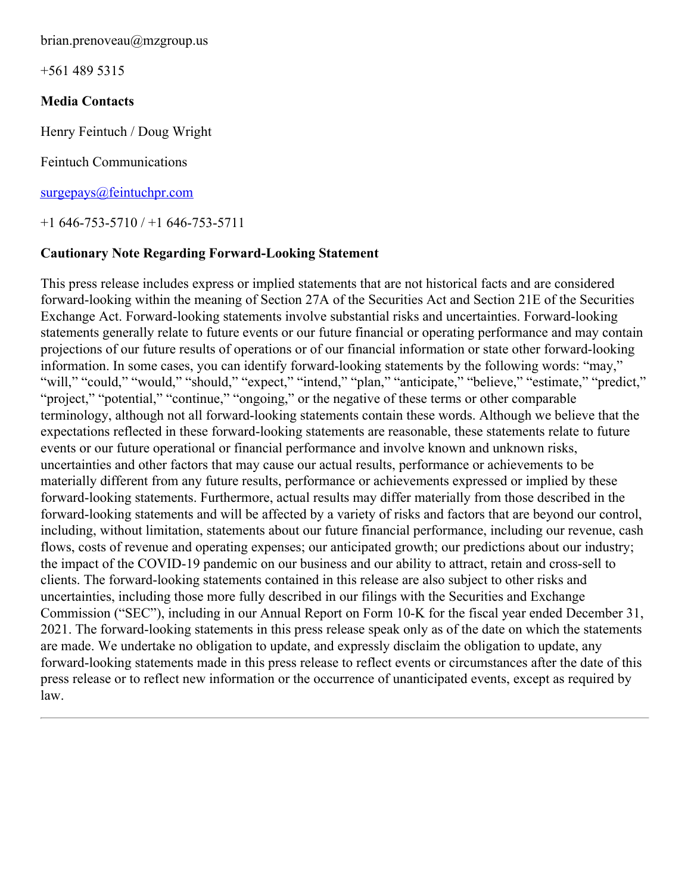brian.prenoveau@mzgroup.us

+561 489 5315

**Media Contacts**

Henry Feintuch / Doug Wright

Feintuch Communications

surgepays@feintuchpr.com

+1 646-753-5710 / +1 646-753-5711

**Cautionary Note Regarding Forward-Looking Statement**

This press release includes express or implied statements that are not historical facts and are considered forward-looking within the meaning of Section 27A of the Securities Act and Section 21E of the Securities Exchange Act. Forward-looking statements involve substantial risks and uncertainties. Forward-looking statements generally relate to future events or our future financial or operating performance and may contain projections of our future results of operations or of our financial information or state other forward-looking information. In some cases, you can identify forward-looking statements by the following words: "may," "will," "could," "would," "should," "expect," "intend," "plan," "anticipate," "believe," "estimate," "predict," "project," "potential," "continue," "ongoing," or the negative of these terms or other comparable terminology, although not all forward-looking statements contain these words. Although we believe that the expectations reflected in these forward-looking statements are reasonable, these statements relate to future events or our future operational or financial performance and involve known and unknown risks, uncertainties and other factors that may cause our actual results, performance or achievements to be materially different from any future results, performance or achievements expressed or implied by these forward-looking statements. Furthermore, actual results may differ materially from those described in the forward-looking statements and will be affected by a variety of risks and factors that are beyond our control, including, without limitation, statements about our future financial performance, including our revenue, cash flows, costs of revenue and operating expenses; our anticipated growth; our predictions about our industry; the impact of the COVID-19 pandemic on our business and our ability to attract, retain and cross-sell to clients. The forward-looking statements contained in this release are also subject to other risks and uncertainties, including those more fully described in our filings with the Securities and Exchange Commission ("SEC"), including in our Annual Report on Form 10-K for the fiscal year ended December 31, 2021. The forward-looking statements in this press release speak only as of the date on which the statements are made. We undertake no obligation to update, and expressly disclaim the obligation to update, any forward-looking statements made in this press release to reflect events or circumstances after the date of this press release or to reflect new information or the occurrence of unanticipated events, except as required by law.